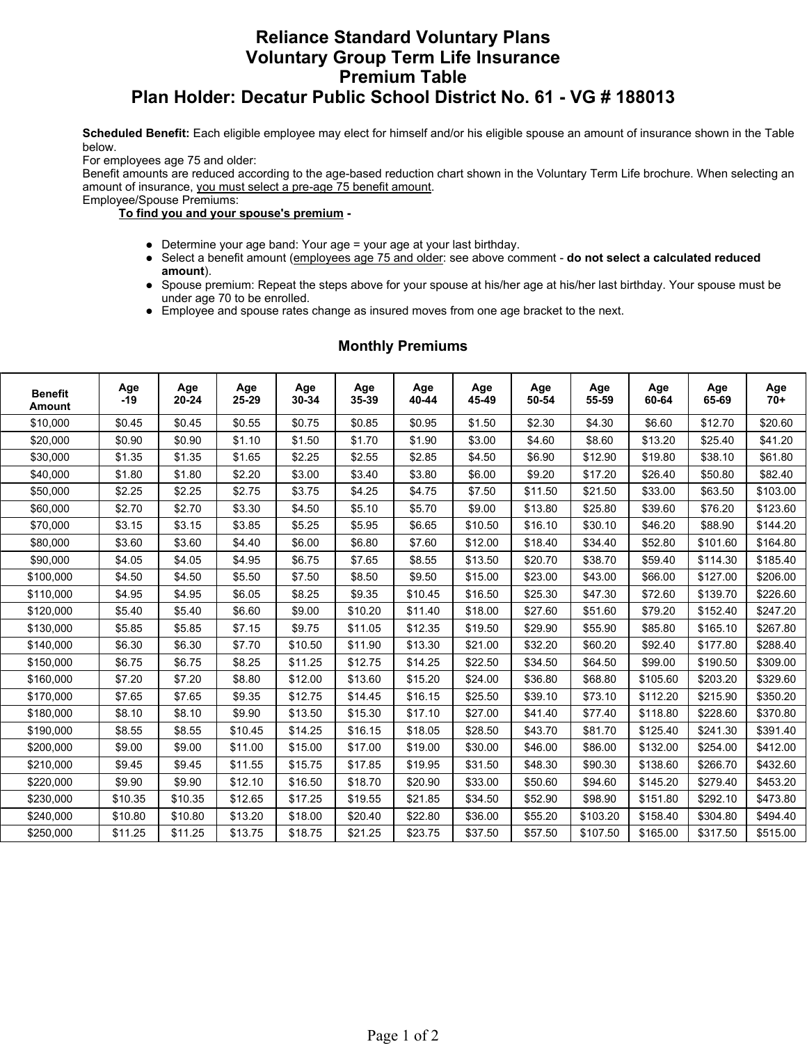# Reliance Standard Voluntary Plans
# Voluntary Group Term Life Insurance
# Premium Table
# Plan Holder: Decatur Public School District No. 61 - VG # 188013

**Scheduled Benefit:** Each eligible employee may elect for himself and/or his eligible spouse an amount of insurance shown in the Table below.
For employees age 75 and older:
Benefit amounts are reduced according to the age-based reduction chart shown in the Voluntary Term Life brochure. When selecting an amount of insurance, <u>you must select a pre-age 75 benefit amount</u>.
Employee/Spouse Premiums:

**<u>To find you and your spouse's premium</u> -**

- Determine your age band: Your age = your age at your last birthday.
- Select a benefit amount (<u>employees age 75 and older</u>: see above comment - **do not select a calculated reduced amount**).
- Spouse premium: Repeat the steps above for your spouse at his/her age at his/her last birthday. Your spouse must be under age 70 to be enrolled.
- Employee and spouse rates change as insured moves from one age bracket to the next.

## Monthly Premiums

| Benefit Amount | Age -19 | Age 20-24 | Age 25-29 | Age 30-34 | Age 35-39 | Age 40-44 | Age 45-49 | Age 50-54 | Age 55-59 | Age 60-64 | Age 65-69 | Age 70+ |
|---|---|---|---|---|---|---|---|---|---|---|---|---|
| $10,000 | $0.45 | $0.45 | $0.55 | $0.75 | $0.85 | $0.95 | $1.50 | $2.30 | $4.30 | $6.60 | $12.70 | $20.60 |
| $20,000 | $0.90 | $0.90 | $1.10 | $1.50 | $1.70 | $1.90 | $3.00 | $4.60 | $8.60 | $13.20 | $25.40 | $41.20 |
| $30,000 | $1.35 | $1.35 | $1.65 | $2.25 | $2.55 | $2.85 | $4.50 | $6.90 | $12.90 | $19.80 | $38.10 | $61.80 |
| $40,000 | $1.80 | $1.80 | $2.20 | $3.00 | $3.40 | $3.80 | $6.00 | $9.20 | $17.20 | $26.40 | $50.80 | $82.40 |
| $50,000 | $2.25 | $2.25 | $2.75 | $3.75 | $4.25 | $4.75 | $7.50 | $11.50 | $21.50 | $33.00 | $63.50 | $103.00 |
| $60,000 | $2.70 | $2.70 | $3.30 | $4.50 | $5.10 | $5.70 | $9.00 | $13.80 | $25.80 | $39.60 | $76.20 | $123.60 |
| $70,000 | $3.15 | $3.15 | $3.85 | $5.25 | $5.95 | $6.65 | $10.50 | $16.10 | $30.10 | $46.20 | $88.90 | $144.20 |
| $80,000 | $3.60 | $3.60 | $4.40 | $6.00 | $6.80 | $7.60 | $12.00 | $18.40 | $34.40 | $52.80 | $101.60 | $164.80 |
| $90,000 | $4.05 | $4.05 | $4.95 | $6.75 | $7.65 | $8.55 | $13.50 | $20.70 | $38.70 | $59.40 | $114.30 | $185.40 |
| $100,000 | $4.50 | $4.50 | $5.50 | $7.50 | $8.50 | $9.50 | $15.00 | $23.00 | $43.00 | $66.00 | $127.00 | $206.00 |
| $110,000 | $4.95 | $4.95 | $6.05 | $8.25 | $9.35 | $10.45 | $16.50 | $25.30 | $47.30 | $72.60 | $139.70 | $226.60 |
| $120,000 | $5.40 | $5.40 | $6.60 | $9.00 | $10.20 | $11.40 | $18.00 | $27.60 | $51.60 | $79.20 | $152.40 | $247.20 |
| $130,000 | $5.85 | $5.85 | $7.15 | $9.75 | $11.05 | $12.35 | $19.50 | $29.90 | $55.90 | $85.80 | $165.10 | $267.80 |
| $140,000 | $6.30 | $6.30 | $7.70 | $10.50 | $11.90 | $13.30 | $21.00 | $32.20 | $60.20 | $92.40 | $177.80 | $288.40 |
| $150,000 | $6.75 | $6.75 | $8.25 | $11.25 | $12.75 | $14.25 | $22.50 | $34.50 | $64.50 | $99.00 | $190.50 | $309.00 |
| $160,000 | $7.20 | $7.20 | $8.80 | $12.00 | $13.60 | $15.20 | $24.00 | $36.80 | $68.80 | $105.60 | $203.20 | $329.60 |
| $170,000 | $7.65 | $7.65 | $9.35 | $12.75 | $14.45 | $16.15 | $25.50 | $39.10 | $73.10 | $112.20 | $215.90 | $350.20 |
| $180,000 | $8.10 | $8.10 | $9.90 | $13.50 | $15.30 | $17.10 | $27.00 | $41.40 | $77.40 | $118.80 | $228.60 | $370.80 |
| $190,000 | $8.55 | $8.55 | $10.45 | $14.25 | $16.15 | $18.05 | $28.50 | $43.70 | $81.70 | $125.40 | $241.30 | $391.40 |
| $200,000 | $9.00 | $9.00 | $11.00 | $15.00 | $17.00 | $19.00 | $30.00 | $46.00 | $86.00 | $132.00 | $254.00 | $412.00 |
| $210,000 | $9.45 | $9.45 | $11.55 | $15.75 | $17.85 | $19.95 | $31.50 | $48.30 | $90.30 | $138.60 | $266.70 | $432.60 |
| $220,000 | $9.90 | $9.90 | $12.10 | $16.50 | $18.70 | $20.90 | $33.00 | $50.60 | $94.60 | $145.20 | $279.40 | $453.20 |
| $230,000 | $10.35 | $10.35 | $12.65 | $17.25 | $19.55 | $21.85 | $34.50 | $52.90 | $98.90 | $151.80 | $292.10 | $473.80 |
| $240,000 | $10.80 | $10.80 | $13.20 | $18.00 | $20.40 | $22.80 | $36.00 | $55.20 | $103.20 | $158.40 | $304.80 | $494.40 |
| $250,000 | $11.25 | $11.25 | $13.75 | $18.75 | $21.25 | $23.75 | $37.50 | $57.50 | $107.50 | $165.00 | $317.50 | $515.00 |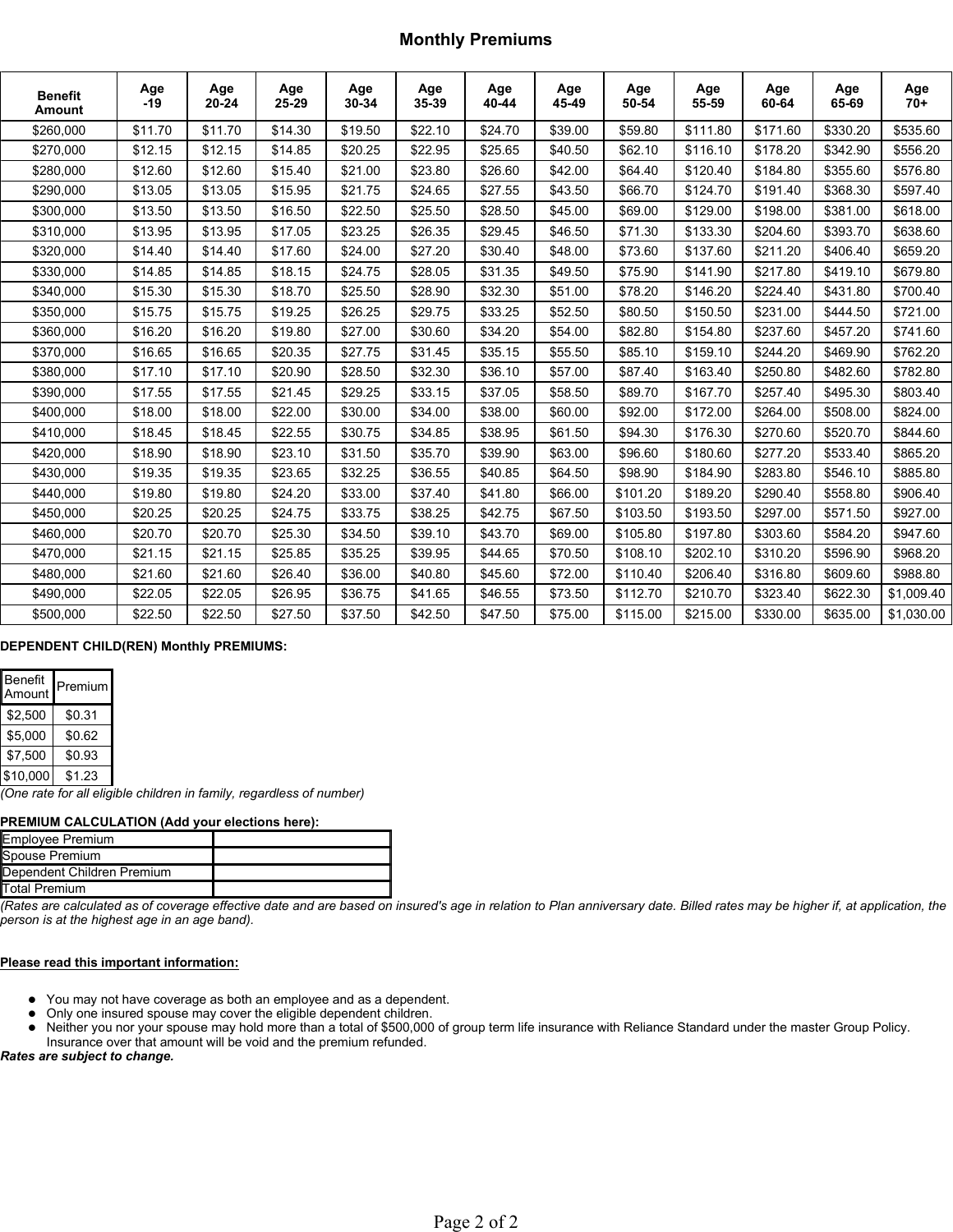## Monthly Premiums

| Benefit Amount | Age -19 | Age 20-24 | Age 25-29 | Age 30-34 | Age 35-39 | Age 40-44 | Age 45-49 | Age 50-54 | Age 55-59 | Age 60-64 | Age 65-69 | Age 70+ |
|---|---|---|---|---|---|---|---|---|---|---|---|---|
| $260,000 | $11.70 | $11.70 | $14.30 | $19.50 | $22.10 | $24.70 | $39.00 | $59.80 | $111.80 | $171.60 | $330.20 | $535.60 |
| $270,000 | $12.15 | $12.15 | $14.85 | $20.25 | $22.95 | $25.65 | $40.50 | $62.10 | $116.10 | $178.20 | $342.90 | $556.20 |
| $280,000 | $12.60 | $12.60 | $15.40 | $21.00 | $23.80 | $26.60 | $42.00 | $64.40 | $120.40 | $184.80 | $355.60 | $576.80 |
| $290,000 | $13.05 | $13.05 | $15.95 | $21.75 | $24.65 | $27.55 | $43.50 | $66.70 | $124.70 | $191.40 | $368.30 | $597.40 |
| $300,000 | $13.50 | $13.50 | $16.50 | $22.50 | $25.50 | $28.50 | $45.00 | $69.00 | $129.00 | $198.00 | $381.00 | $618.00 |
| $310,000 | $13.95 | $13.95 | $17.05 | $23.25 | $26.35 | $29.45 | $46.50 | $71.30 | $133.30 | $204.60 | $393.70 | $638.60 |
| $320,000 | $14.40 | $14.40 | $17.60 | $24.00 | $27.20 | $30.40 | $48.00 | $73.60 | $137.60 | $211.20 | $406.40 | $659.20 |
| $330,000 | $14.85 | $14.85 | $18.15 | $24.75 | $28.05 | $31.35 | $49.50 | $75.90 | $141.90 | $217.80 | $419.10 | $679.80 |
| $340,000 | $15.30 | $15.30 | $18.70 | $25.50 | $28.90 | $32.30 | $51.00 | $78.20 | $146.20 | $224.40 | $431.80 | $700.40 |
| $350,000 | $15.75 | $15.75 | $19.25 | $26.25 | $29.75 | $33.25 | $52.50 | $80.50 | $150.50 | $231.00 | $444.50 | $721.00 |
| $360,000 | $16.20 | $16.20 | $19.80 | $27.00 | $30.60 | $34.20 | $54.00 | $82.80 | $154.80 | $237.60 | $457.20 | $741.60 |
| $370,000 | $16.65 | $16.65 | $20.35 | $27.75 | $31.45 | $35.15 | $55.50 | $85.10 | $159.10 | $244.20 | $469.90 | $762.20 |
| $380,000 | $17.10 | $17.10 | $20.90 | $28.50 | $32.30 | $36.10 | $57.00 | $87.40 | $163.40 | $250.80 | $482.60 | $782.80 |
| $390,000 | $17.55 | $17.55 | $21.45 | $29.25 | $33.15 | $37.05 | $58.50 | $89.70 | $167.70 | $257.40 | $495.30 | $803.40 |
| $400,000 | $18.00 | $18.00 | $22.00 | $30.00 | $34.00 | $38.00 | $60.00 | $92.00 | $172.00 | $264.00 | $508.00 | $824.00 |
| $410,000 | $18.45 | $18.45 | $22.55 | $30.75 | $34.85 | $38.95 | $61.50 | $94.30 | $176.30 | $270.60 | $520.70 | $844.60 |
| $420,000 | $18.90 | $18.90 | $23.10 | $31.50 | $35.70 | $39.90 | $63.00 | $96.60 | $180.60 | $277.20 | $533.40 | $865.20 |
| $430,000 | $19.35 | $19.35 | $23.65 | $32.25 | $36.55 | $40.85 | $64.50 | $98.90 | $184.90 | $283.80 | $546.10 | $885.80 |
| $440,000 | $19.80 | $19.80 | $24.20 | $33.00 | $37.40 | $41.80 | $66.00 | $101.20 | $189.20 | $290.40 | $558.80 | $906.40 |
| $450,000 | $20.25 | $20.25 | $24.75 | $33.75 | $38.25 | $42.75 | $67.50 | $103.50 | $193.50 | $297.00 | $571.50 | $927.00 |
| $460,000 | $20.70 | $20.70 | $25.30 | $34.50 | $39.10 | $43.70 | $69.00 | $105.80 | $197.80 | $303.60 | $584.20 | $947.60 |
| $470,000 | $21.15 | $21.15 | $25.85 | $35.25 | $39.95 | $44.65 | $70.50 | $108.10 | $202.10 | $310.20 | $596.90 | $968.20 |
| $480,000 | $21.60 | $21.60 | $26.40 | $36.00 | $40.80 | $45.60 | $72.00 | $110.40 | $206.40 | $316.80 | $609.60 | $988.80 |
| $490,000 | $22.05 | $22.05 | $26.95 | $36.75 | $41.65 | $46.55 | $73.50 | $112.70 | $210.70 | $323.40 | $622.30 | $1,009.40 |
| $500,000 | $22.50 | $22.50 | $27.50 | $37.50 | $42.50 | $47.50 | $75.00 | $115.00 | $215.00 | $330.00 | $635.00 | $1,030.00 |

**DEPENDENT CHILD(REN) Monthly PREMIUMS:**

| Benefit Amount | Premium |
|---|---|
| $2,500 | $0.31 |
| $5,000 | $0.62 |
| $7,500 | $0.93 |
| $10,000 | $1.23 |

*(One rate for all eligible children in family, regardless of number)*

**PREMIUM CALCULATION (Add your elections here):**

| | |
|---|---|
| Employee Premium | |
| Spouse Premium | |
| Dependent Children Premium | |
| Total Premium | |

*(Rates are calculated as of coverage effective date and are based on insured's age in relation to Plan anniversary date. Billed rates may be higher if, at application, the person is at the highest age in an age band).*

**Please read this important information:**

- You may not have coverage as both an employee and as a dependent.
- Only one insured spouse may cover the eligible dependent children.
- Neither you nor your spouse may hold more than a total of $500,000 of group term life insurance with Reliance Standard under the master Group Policy. Insurance over that amount will be void and the premium refunded.

***Rates are subject to change.***